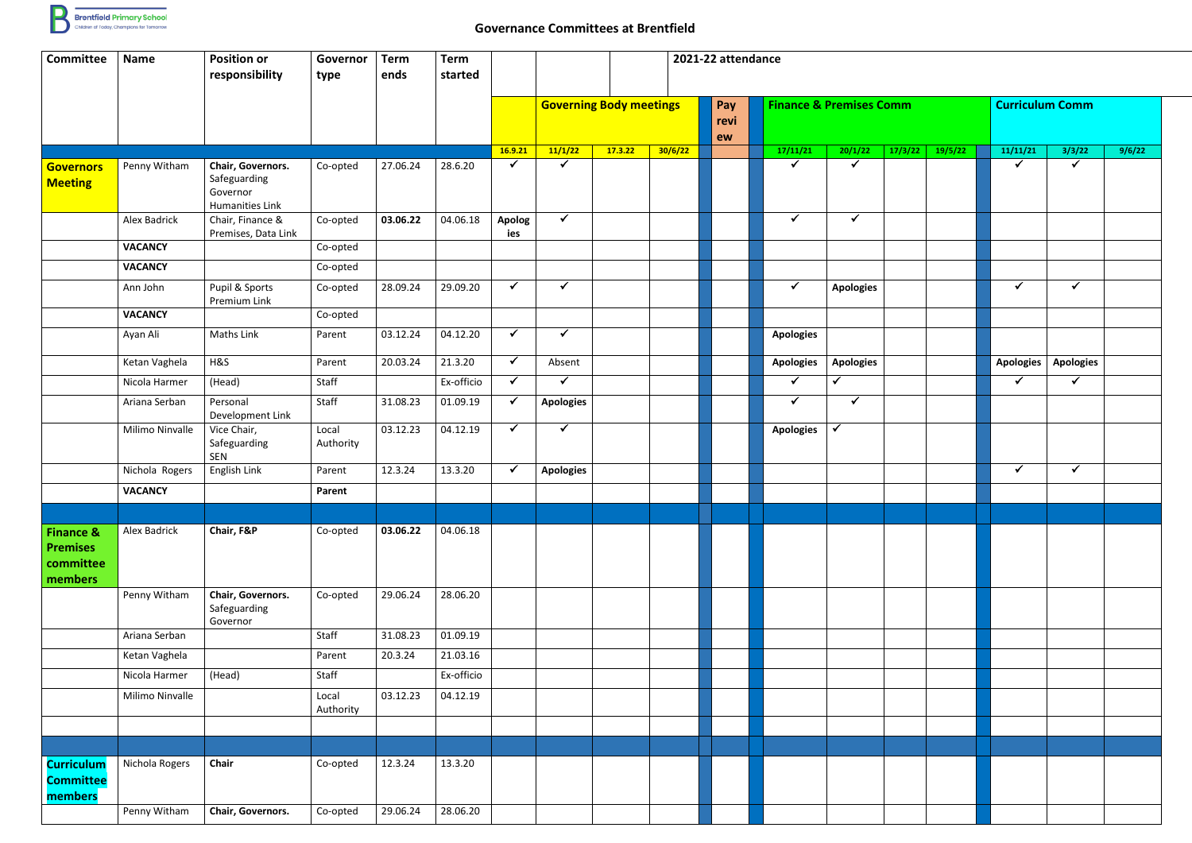# Governance Committees at Brentfield

| Committee | Name | Position or responsibility | Governor type | Term ends | Term started | 2021-22 attendance | | | | | | | | | | | |
|---|---|---|---|---|---|---|---|---|---|---|---|---|---|---|---|---|---|
| | | | | | | | Governing Body meetings | | | Pay review | Finance & Premises Comm | | | | Curriculum Comm | | |
| | | | | | | 16.9.21 | 11/1/22 | 17.3.22 | 30/6/22 | | 17/11/21 | 20/1/22 | 17/3/22 | 19/5/22 | 11/11/21 | 3/3/22 | 9/6/22 |
| **Governors Meeting** | Penny Witham | **Chair, Governors.** Safeguarding Governor Humanities Link | Co-opted | 27.06.24 | 28.6.20 | ✓ | ✓ | | | | ✓ | ✓ | | | ✓ | ✓ | |
| | Alex Badrick | Chair, Finance & Premises, Data Link | Co-opted | **03.06.22** | 04.06.18 | **Apologies** | ✓ | | | | ✓ | ✓ | | | | | |
| | **VACANCY** | | Co-opted | | | | | | | | | | | | | | |
| | **VACANCY** | | Co-opted | | | | | | | | | | | | | | |
| | Ann John | Pupil & Sports Premium Link | Co-opted | 28.09.24 | 29.09.20 | ✓ | ✓ | | | | ✓ | **Apologies** | | | ✓ | ✓ | |
| | **VACANCY** | | Co-opted | | | | | | | | | | | | | | |
| | Ayan Ali | Maths Link | Parent | 03.12.24 | 04.12.20 | ✓ | ✓ | | | | **Apologies** | | | | | | |
| | Ketan Vaghela | H&S | Parent | 20.03.24 | 21.3.20 | ✓ | Absent | | | | **Apologies** | **Apologies** | | | **Apologies** | **Apologies** | |
| | Nicola Harmer | (Head) | Staff | | Ex-officio | ✓ | ✓ | | | | ✓ | ✓ | | | ✓ | ✓ | |
| | Ariana Serban | Personal Development Link | Staff | 31.08.23 | 01.09.19 | ✓ | **Apologies** | | | | ✓ | ✓ | | | | | |
| | Milimo Ninvalle | Vice Chair, Safeguarding SEN | Local Authority | 03.12.23 | 04.12.19 | ✓ | ✓ | | | | **Apologies** | ✓ | | | | | |
| | Nichola Rogers | English Link | Parent | 12.3.24 | 13.3.20 | ✓ | **Apologies** | | | | | | | | ✓ | ✓ | |
| | **VACANCY** | | **Parent** | | | | | | | | | | | | | | |
| | | | | | | | | | | | | | | | | | |
| **Finance & Premises committee members** | Alex Badrick | **Chair, F&P** | Co-opted | **03.06.22** | 04.06.18 | | | | | | | | | | | | |
| | Penny Witham | **Chair, Governors.** Safeguarding Governor | Co-opted | 29.06.24 | 28.06.20 | | | | | | | | | | | | |
| | Ariana Serban | | Staff | 31.08.23 | 01.09.19 | | | | | | | | | | | | |
| | Ketan Vaghela | | Parent | 20.3.24 | 21.03.16 | | | | | | | | | | | | |
| | Nicola Harmer | (Head) | Staff | | Ex-officio | | | | | | | | | | | | |
| | Milimo Ninvalle | | Local Authority | 03.12.23 | 04.12.19 | | | | | | | | | | | | |
| | | | | | | | | | | | | | | | | | |
| | | | | | | | | | | | | | | | | | |
| **Curriculum Committee members** | Nichola Rogers | **Chair** | Co-opted | 12.3.24 | 13.3.20 | | | | | | | | | | | | |
| | Penny Witham | **Chair, Governors.** | Co-opted | 29.06.24 | 28.06.20 | | | | | | | | | | | | |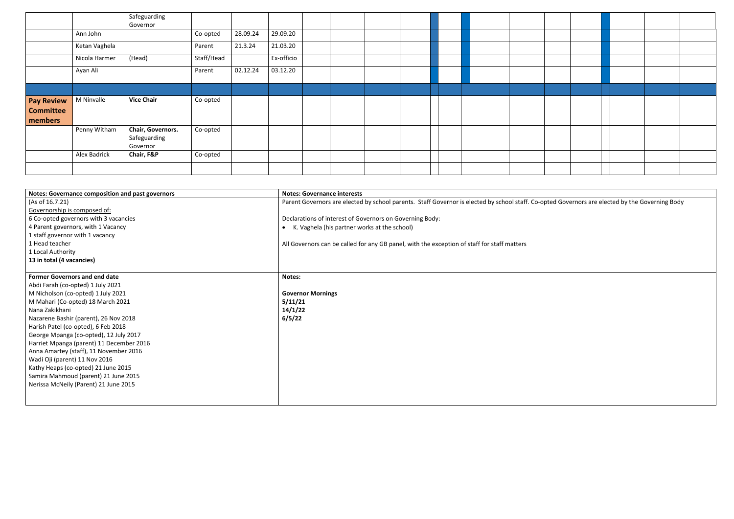| | | | | | | | | | | | | | | | | | | | | |
|---|---|---|---|---|---|---|---|---|---|---|---|---|---|---|---|---|---|---|---|---|
| | | Safeguarding Governor | | | | | | | | | | | | | | | | | | |
| | Ann John | | Co-opted | 28.09.24 | 29.09.20 | | | | | | | | | | | | | | | |
| | Ketan Vaghela | | Parent | 21.3.24 | 21.03.20 | | | | | | | | | | | | | | | |
| | Nicola Harmer | (Head) | Staff/Head | | Ex-officio | | | | | | | | | | | | | | | |
| | Ayan Ali | | Parent | 02.12.24 | 03.12.20 | | | | | | | | | | | | | | | |
| | | | | | | | | | | | | | | | | | | | | |
| **Pay Review Committee members** | M Ninvalle | **Vice Chair** | Co-opted | | | | | | | | | | | | | | | | | |
| | Penny Witham | **Chair, Governors.** Safeguarding Governor | Co-opted | | | | | | | | | | | | | | | | | |
| | Alex Badrick | **Chair, F&P** | Co-opted | | | | | | | | | | | | | | | | | |
| | | | | | | | | | | | | | | | | | | | | |

| **Notes: Governance composition and past governors** | **Notes: Governance interests** |
|---|---|
| (As of 16.7.21)<br>Governorship is composed of:<br>6 Co-opted governors with 3 vacancies<br>4 Parent governors, with 1 Vacancy<br>1 staff governor with 1 vacancy<br>1 Head teacher<br>1 Local Authority<br>**13 in total (4 vacancies)** | Parent Governors are elected by school parents. Staff Governor is elected by school staff. Co-opted Governors are elected by the Governing Body<br><br>Declarations of interest of Governors on Governing Body:<br>• K. Vaghela (his partner works at the school)<br><br>All Governors can be called for any GB panel, with the exception of staff for staff matters |
| **Former Governors and end date**<br>Abdi Farah (co-opted) 1 July 2021<br>M Nicholson (co-opted) 1 July 2021<br>M Mahari (Co-opted) 18 March 2021<br>Nana Zakikhani<br>Nazarene Bashir (parent), 26 Nov 2018<br>Harish Patel (co-opted), 6 Feb 2018<br>George Mpanga (co-opted), 12 July 2017<br>Harriet Mpanga (parent) 11 December 2016<br>Anna Amartey (staff), 11 November 2016<br>Wadi Oji (parent) 11 Nov 2016<br>Kathy Heaps (co-opted) 21 June 2015<br>Samira Mahmoud (parent) 21 June 2015<br>Nerissa McNeily (Parent) 21 June 2015 | **Notes:**<br><br>**Governor Mornings**<br>**5/11/21**<br>**14/1/22**<br>**6/5/22** |